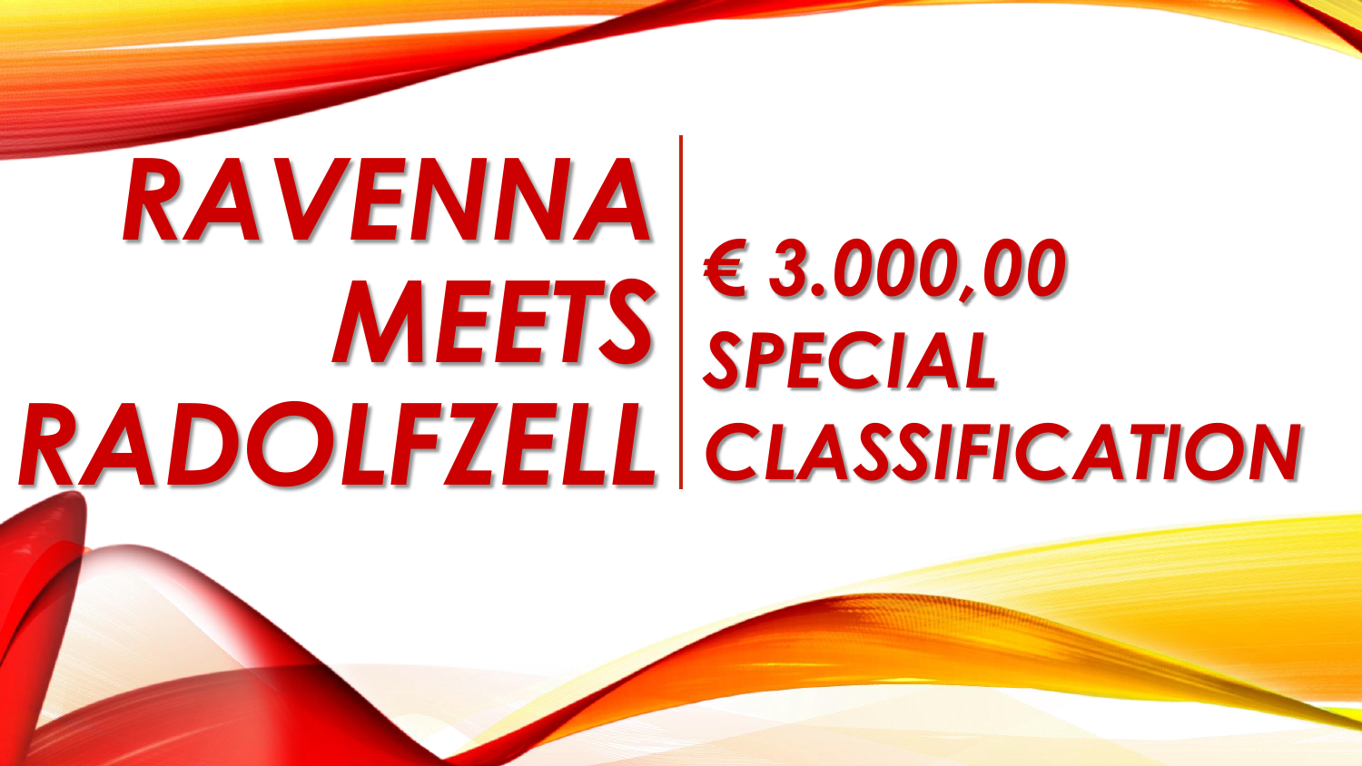# RAVENNA MEETS RADOLFZELL

## € 3.000,00 SPECIAL CLASSIFICATION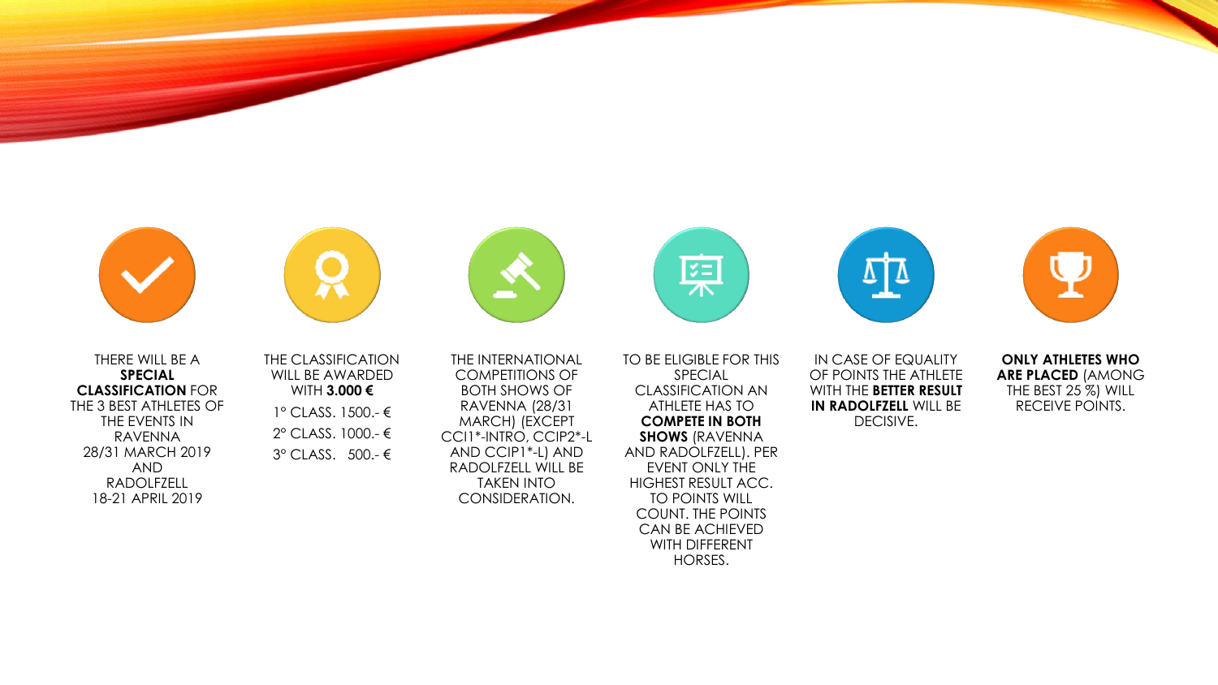THERE WILL BE A **SPECIAL CLASSIFICATION** FOR THE 3 BEST ATHLETES OF THE EVENTS IN RAVENNA 28/31 MARCH 2019 AND RADOLFZELL 18-21 APRIL 2019

THE CLASSIFICATION WILL BE AWARDED WITH **3.000 €**

1° CLASS. 1500.- €

2° CLASS. 1000.- €

3° CLASS. 500.- €

THE INTERNATIONAL COMPETITIONS OF BOTH SHOWS OF RAVENNA (28/31 MARCH) (EXCEPT CCI1*-INTRO, CCIP2*-L AND CCIP1*-L) AND RADOLFZELL WILL BE TAKEN INTO CONSIDERATION.

TO BE ELIGIBLE FOR THIS SPECIAL CLASSIFICATION AN ATHLETE HAS TO **COMPETE IN BOTH SHOWS** (RAVENNA AND RADOLFZELL). PER EVENT ONLY THE HIGHEST RESULT ACC. TO POINTS WILL COUNT. THE POINTS CAN BE ACHIEVED WITH DIFFERENT HORSES.

IN CASE OF EQUALITY OF POINTS THE ATHLETE WITH THE **BETTER RESULT IN RADOLFZELL** WILL BE DECISIVE.

**ONLY ATHLETES WHO ARE PLACED** (AMONG THE BEST 25 %) WILL RECEIVE POINTS.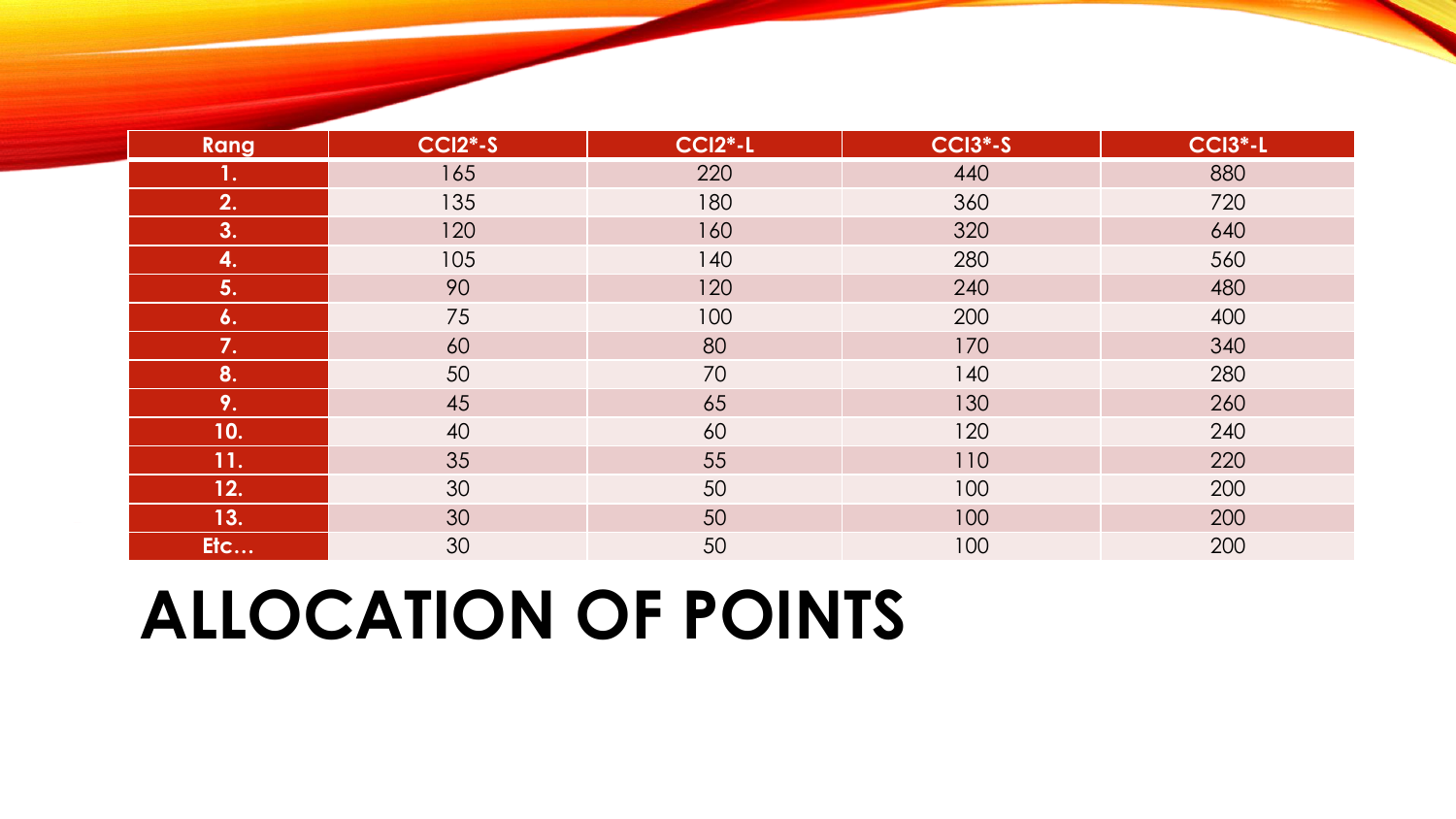| Rang | CCI2*-S | CCI2*-L | CCI3*-S | CCI3*-L |
| --- | --- | --- | --- | --- |
| 1. | 165 | 220 | 440 | 880 |
| 2. | 135 | 180 | 360 | 720 |
| 3. | 120 | 160 | 320 | 640 |
| 4. | 105 | 140 | 280 | 560 |
| 5. | 90 | 120 | 240 | 480 |
| 6. | 75 | 100 | 200 | 400 |
| 7. | 60 | 80 | 170 | 340 |
| 8. | 50 | 70 | 140 | 280 |
| 9. | 45 | 65 | 130 | 260 |
| 10. | 40 | 60 | 120 | 240 |
| 11. | 35 | 55 | 110 | 220 |
| 12. | 30 | 50 | 100 | 200 |
| 13. | 30 | 50 | 100 | 200 |
| Etc… | 30 | 50 | 100 | 200 |

# ALLOCATION OF POINTS